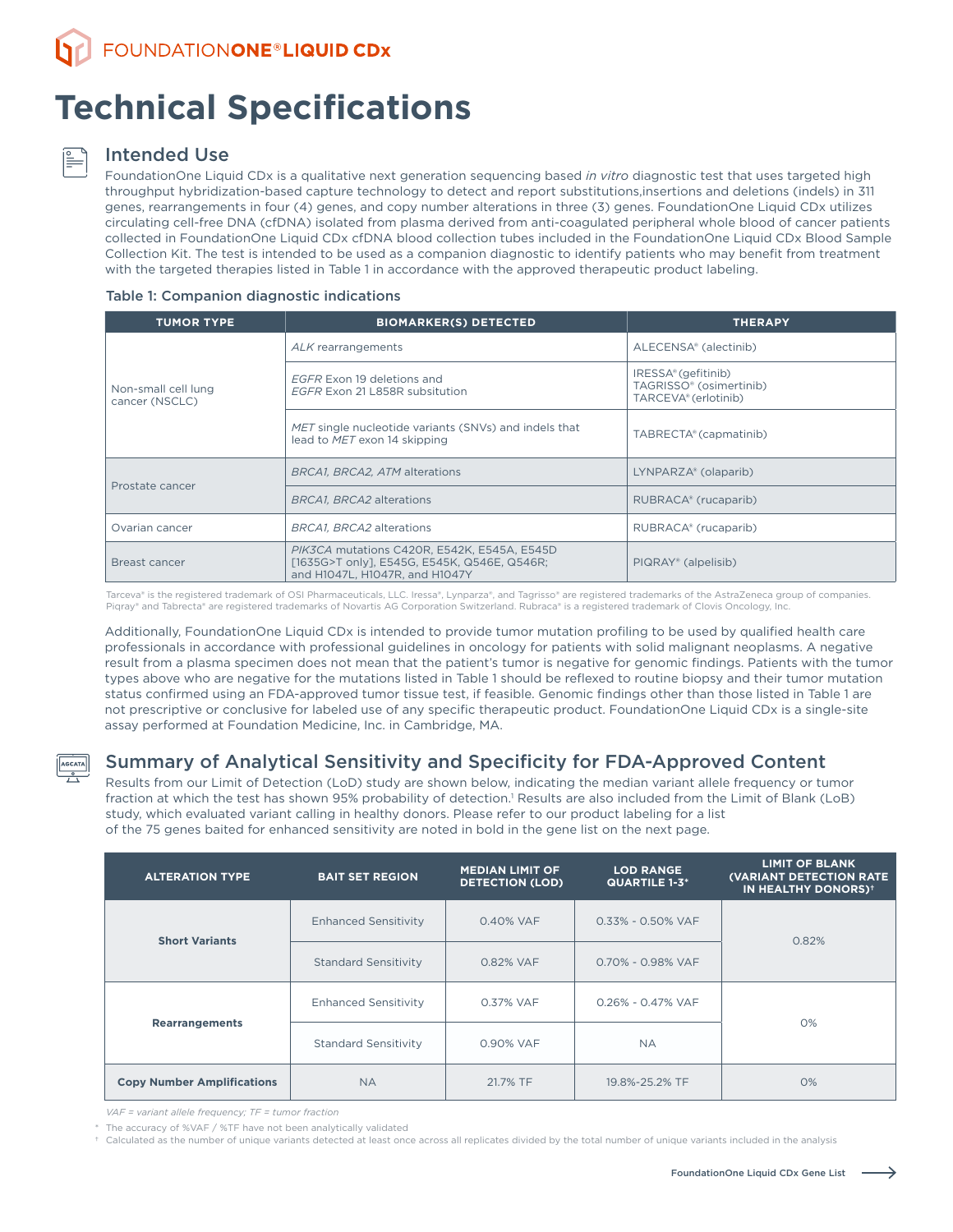FOUNDATIONONE®LIQUID CDx

# Technical Specifications

## Intended Use

FoundationOne Liquid CDx is a qualitative next generation sequencing based *in vitro* diagnostic test that uses targeted high throughput hybridization-based capture technology to detect and report substitutions,insertions and deletions (indels) in 311 genes, rearrangements in four (4) genes, and copy number alterations in three (3) genes. FoundationOne Liquid CDx utilizes circulating cell-free DNA (cfDNA) isolated from plasma derived from anti-coagulated peripheral whole blood of cancer patients collected in FoundationOne Liquid CDx cfDNA blood collection tubes included in the FoundationOne Liquid CDx Blood Sample Collection Kit. The test is intended to be used as a companion diagnostic to identify patients who may benefit from treatment with the targeted therapies listed in Table 1 in accordance with the approved therapeutic product labeling.

**Table 1: Companion diagnostic indications**

| TUMOR TYPE | BIOMARKER(S) DETECTED | THERAPY |
|---|---|---|
| Non-small cell lung cancer (NSCLC) | *ALK* rearrangements | ALECENSA® (alectinib) |
| | *EGFR* Exon 19 deletions and *EGFR* Exon 21 L858R subsitution | IRESSA® (gefitinib) TAGRISSO® (osimertinib) TARCEVA® (erlotinib) |
| | *MET* single nucleotide variants (SNVs) and indels that lead to *MET* exon 14 skipping | TABRECTA® (capmatinib) |
| Prostate cancer | *BRCA1, BRCA2, ATM* alterations | LYNPARZA® (olaparib) |
| | *BRCA1, BRCA2* alterations | RUBRACA® (rucaparib) |
| Ovarian cancer | *BRCA1, BRCA2* alterations | RUBRACA® (rucaparib) |
| Breast cancer | *PIK3CA* mutations C420R, E542K, E545A, E545D [1635G>T only], E545G, E545K, Q546E, Q546R; and H1047L, H1047R, and H1047Y | PIQRAY® (alpelisib) |

Tarceva® is the registered trademark of OSI Pharmaceuticals, LLC. Iressa®, Lynparza®, and Tagrisso® are registered trademarks of the AstraZeneca group of companies. Piqray® and Tabrecta® are registered trademarks of Novartis AG Corporation Switzerland. Rubraca® is a registered trademark of Clovis Oncology, Inc.

Additionally, FoundationOne Liquid CDx is intended to provide tumor mutation profiling to be used by qualified health care professionals in accordance with professional guidelines in oncology for patients with solid malignant neoplasms. A negative result from a plasma specimen does not mean that the patient's tumor is negative for genomic findings. Patients with the tumor types above who are negative for the mutations listed in Table 1 should be reflexed to routine biopsy and their tumor mutation status confirmed using an FDA-approved tumor tissue test, if feasible. Genomic findings other than those listed in Table 1 are not prescriptive or conclusive for labeled use of any specific therapeutic product. FoundationOne Liquid CDx is a single-site assay performed at Foundation Medicine, Inc. in Cambridge, MA.

## Summary of Analytical Sensitivity and Specificity for FDA-Approved Content

Results from our Limit of Detection (LoD) study are shown below, indicating the median variant allele frequency or tumor fraction at which the test has shown 95% probability of detection.[1] Results are also included from the Limit of Blank (LoB) study, which evaluated variant calling in healthy donors. Please refer to our product labeling for a list of the 75 genes baited for enhanced sensitivity are noted in bold in the gene list on the next page.

| ALTERATION TYPE | BAIT SET REGION | MEDIAN LIMIT OF DETECTION (LOD) | LOD RANGE QUARTILE 1-3* | LIMIT OF BLANK (VARIANT DETECTION RATE IN HEALTHY DONORS)† |
|---|---|---|---|---|
| **Short Variants** | Enhanced Sensitivity | 0.40% VAF | 0.33% - 0.50% VAF | 0.82% |
| | Standard Sensitivity | 0.82% VAF | 0.70% - 0.98% VAF | |
| **Rearrangements** | Enhanced Sensitivity | 0.37% VAF | 0.26% - 0.47% VAF | 0% |
| | Standard Sensitivity | 0.90% VAF | NA | |
| **Copy Number Amplifications** | NA | 21.7% TF | 19.8%-25.2% TF | 0% |

*VAF = variant allele frequency; TF = tumor fraction*

\* The accuracy of %VAF / %TF have not been analytically validated

† Calculated as the number of unique variants detected at least once across all replicates divided by the total number of unique variants included in the analysis

FoundationOne Liquid CDx Gene List →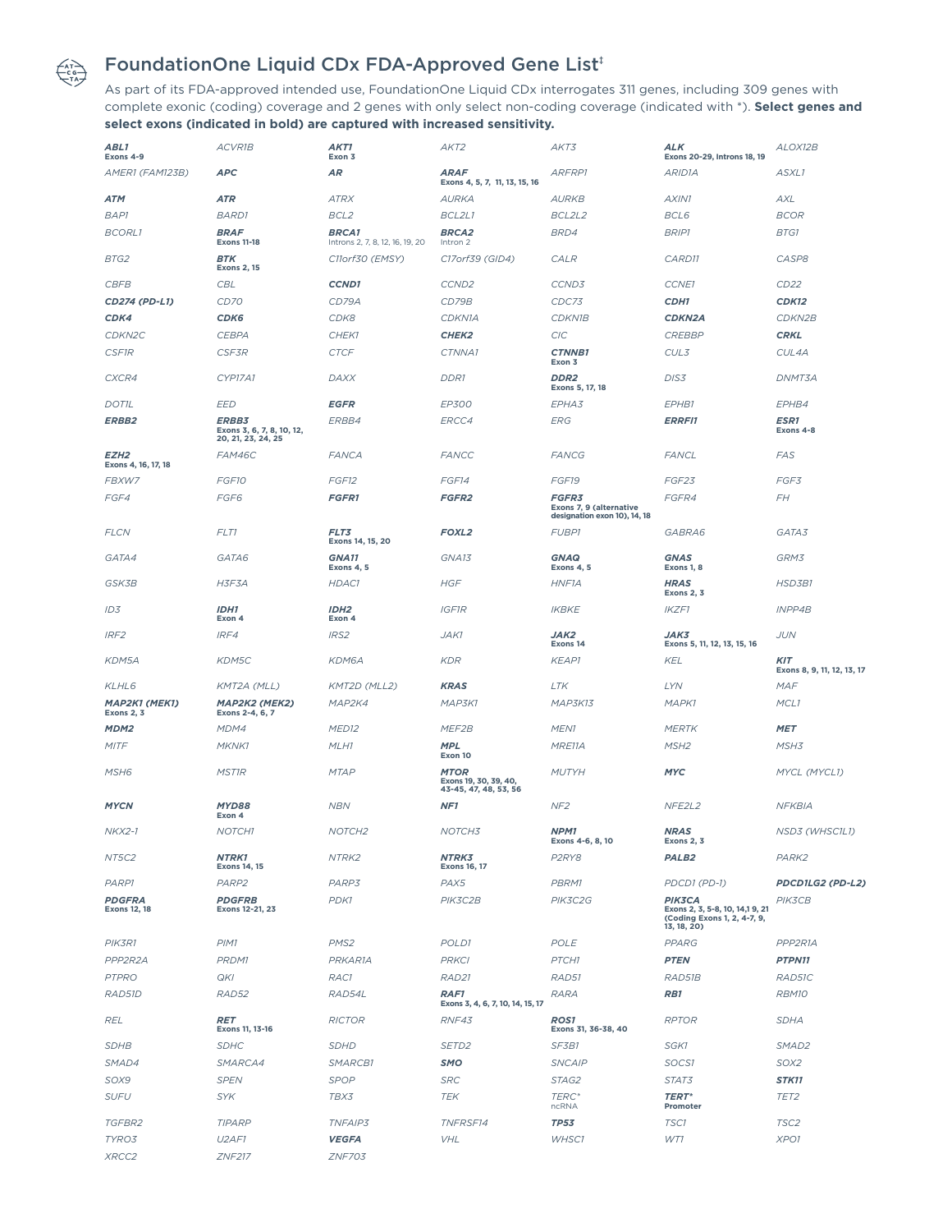# FoundationOne Liquid CDx FDA-Approved Gene List‡

As part of its FDA-approved intended use, FoundationOne Liquid CDx interrogates 311 genes, including 309 genes with complete exonic (coding) coverage and 2 genes with only select non-coding coverage (indicated with *). **Select genes and select exons (indicated in bold) are captured with increased sensitivity.**

| | | | | | | |
|---|---|---|---|---|---|---|
| ***ABL1*** **Exons 4-9** | *ACVR1B* | ***AKT1*** **Exon 3** | *AKT2* | *AKT3* | ***ALK*** **Exons 20-29, Introns 18, 19** | *ALOX12B* |
| *AMER1 (FAM123B)* | ***APC*** | ***AR*** | ***ARAF*** **Exons 4, 5, 7, 11, 13, 15, 16** | *ARFRP1* | *ARID1A* | *ASXL1* |
| ***ATM*** | ***ATR*** | *ATRX* | *AURKA* | *AURKB* | *AXIN1* | *AXL* |
| *BAP1* | *BARD1* | *BCL2* | *BCL2L1* | *BCL2L2* | *BCL6* | *BCOR* |
| *BCORL1* | ***BRAF*** **Exons 11-18** | ***BRCA1*** Introns 2, 7, 8, 12, 16, 19, 20 | ***BRCA2*** Intron 2 | *BRD4* | *BRIP1* | *BTG1* |
| *BTG2* | ***BTK*** **Exons 2, 15** | *C11orf30 (EMSY)* | *C17orf39 (GID4)* | *CALR* | *CARD11* | *CASP8* |
| *CBFB* | *CBL* | ***CCND1*** | *CCND2* | *CCND3* | *CCNE1* | *CD22* |
| ***CD274 (PD-L1)*** | *CD70* | *CD79A* | *CD79B* | *CDC73* | ***CDH1*** | ***CDK12*** |
| ***CDK4*** | ***CDK6*** | *CDK8* | *CDKN1A* | *CDKN1B* | ***CDKN2A*** | *CDKN2B* |
| *CDKN2C* | *CEBPA* | *CHEK1* | ***CHEK2*** | *CIC* | *CREBBP* | ***CRKL*** |
| *CSF1R* | *CSF3R* | *CTCF* | *CTNNA1* | ***CTNNB1*** **Exon 3** | *CUL3* | *CUL4A* |
| *CXCR4* | *CYP17A1* | *DAXX* | *DDR1* | ***DDR2*** **Exons 5, 17, 18** | *DIS3* | *DNMT3A* |
| *DOT1L* | *EED* | ***EGFR*** | *EP300* | *EPHA3* | *EPHB1* | *EPHB4* |
| ***ERBB2*** | ***ERBB3*** **Exons 3, 6, 7, 8, 10, 12, 20, 21, 23, 24, 25** | *ERBB4* | *ERCC4* | *ERG* | ***ERRFI1*** | ***ESR1*** **Exons 4-8** |
| ***EZH2*** **Exons 4, 16, 17, 18** | *FAM46C* | *FANCA* | *FANCC* | *FANCG* | *FANCL* | *FAS* |
| *FBXW7* | *FGF10* | *FGF12* | *FGF14* | *FGF19* | *FGF23* | *FGF3* |
| *FGF4* | *FGF6* | ***FGFR1*** | ***FGFR2*** | ***FGFR3*** **Exons 7, 9 (alternative designation exon 10), 14, 18** | *FGFR4* | *FH* |
| *FLCN* | *FLT1* | ***FLT3*** **Exons 14, 15, 20** | ***FOXL2*** | *FUBP1* | *GABRA6* | *GATA3* |
| *GATA4* | *GATA6* | ***GNA11*** **Exons 4, 5** | *GNA13* | ***GNAQ*** **Exons 4, 5** | ***GNAS*** **Exons 1, 8** | *GRM3* |
| *GSK3B* | *H3F3A* | *HDAC1* | *HGF* | *HNF1A* | ***HRAS*** **Exons 2, 3** | *HSD3B1* |
| *ID3* | ***IDH1*** **Exon 4** | ***IDH2*** **Exon 4** | *IGF1R* | *IKBKE* | *IKZF1* | *INPP4B* |
| *IRF2* | *IRF4* | *IRS2* | *JAK1* | ***JAK2*** **Exons 14** | ***JAK3*** **Exons 5, 11, 12, 13, 15, 16** | *JUN* |
| *KDM5A* | *KDM5C* | *KDM6A* | *KDR* | *KEAP1* | *KEL* | ***KIT*** **Exons 8, 9, 11, 12, 13, 17** |
| *KLHL6* | *KMT2A (MLL)* | *KMT2D (MLL2)* | ***KRAS*** | *LTK* | *LYN* | *MAF* |
| ***MAP2K1 (MEK1)*** **Exons 2, 3** | ***MAP2K2 (MEK2)*** **Exons 2-4, 6, 7** | *MAP2K4* | *MAP3K1* | *MAP3K13* | *MAPK1* | *MCL1* |
| ***MDM2*** | *MDM4* | *MED12* | *MEF2B* | *MEN1* | *MERTK* | ***MET*** |
| *MITF* | *MKNK1* | *MLH1* | ***MPL*** **Exon 10** | *MRE11A* | *MSH2* | *MSH3* |
| *MSH6* | *MST1R* | *MTAP* | ***MTOR*** **Exons 19, 30, 39, 40, 43-45, 47, 48, 53, 56** | *MUTYH* | ***MYC*** | *MYCL (MYCL1)* |
| ***MYCN*** | ***MYD88*** **Exon 4** | *NBN* | ***NF1*** | *NF2* | *NFE2L2* | *NFKBIA* |
| *NKX2-1* | *NOTCH1* | *NOTCH2* | *NOTCH3* | ***NPM1*** **Exons 4-6, 8, 10** | ***NRAS*** **Exons 2, 3** | *NSD3 (WHSC1L1)* |
| *NT5C2* | ***NTRK1*** **Exons 14, 15** | *NTRK2* | ***NTRK3*** **Exons 16, 17** | *P2RY8* | ***PALB2*** | *PARK2* |
| *PARP1* | *PARP2* | *PARP3* | *PAX5* | *PBRM1* | *PDCD1 (PD-1)* | ***PDCD1LG2 (PD-L2)*** |
| ***PDGFRA*** **Exons 12, 18** | ***PDGFRB*** **Exons 12-21, 23** | *PDK1* | *PIK3C2B* | *PIK3C2G* | ***PIK3CA*** **Exons 2, 3, 5-8, 10, 14,1 9, 21 (Coding Exons 1, 2, 4-7, 9, 13, 18, 20)** | *PIK3CB* |
| *PIK3R1* | *PIM1* | *PMS2* | *POLD1* | *POLE* | *PPARG* | *PPP2R1A* |
| *PPP2R2A* | *PRDM1* | *PRKAR1A* | *PRKCI* | *PTCH1* | ***PTEN*** | ***PTPN11*** |
| *PTPRO* | *QKI* | *RAC1* | *RAD21* | *RAD51* | *RAD51B* | *RAD51C* |
| *RAD51D* | *RAD52* | *RAD54L* | ***RAF1*** **Exons 3, 4, 6, 7, 10, 14, 15, 17** | *RARA* | ***RB1*** | *RBM10* |
| *REL* | ***RET*** **Exons 11, 13-16** | *RICTOR* | *RNF43* | ***ROS1*** **Exons 31, 36-38, 40** | *RPTOR* | *SDHA* |
| *SDHB* | *SDHC* | *SDHD* | *SETD2* | *SF3B1* | *SGK1* | *SMAD2* |
| *SMAD4* | *SMARCA4* | *SMARCB1* | ***SMO*** | *SNCAIP* | *SOCS1* | *SOX2* |
| *SOX9* | *SPEN* | *SPOP* | *SRC* | *STAG2* | *STAT3* | ***STK11*** |
| *SUFU* | *SYK* | *TBX3* | *TEK* | *TERC** ncRNA | ***TERT**** **Promoter** | *TET2* |
| *TGFBR2* | *TIPARP* | *TNFAIP3* | *TNFRSF14* | ***TP53*** | *TSC1* | *TSC2* |
| *TYRO3* | *U2AF1* | ***VEGFA*** | *VHL* | *WHSC1* | *WT1* | *XPO1* |
| *XRCC2* | *ZNF217* | *ZNF703* | | | | |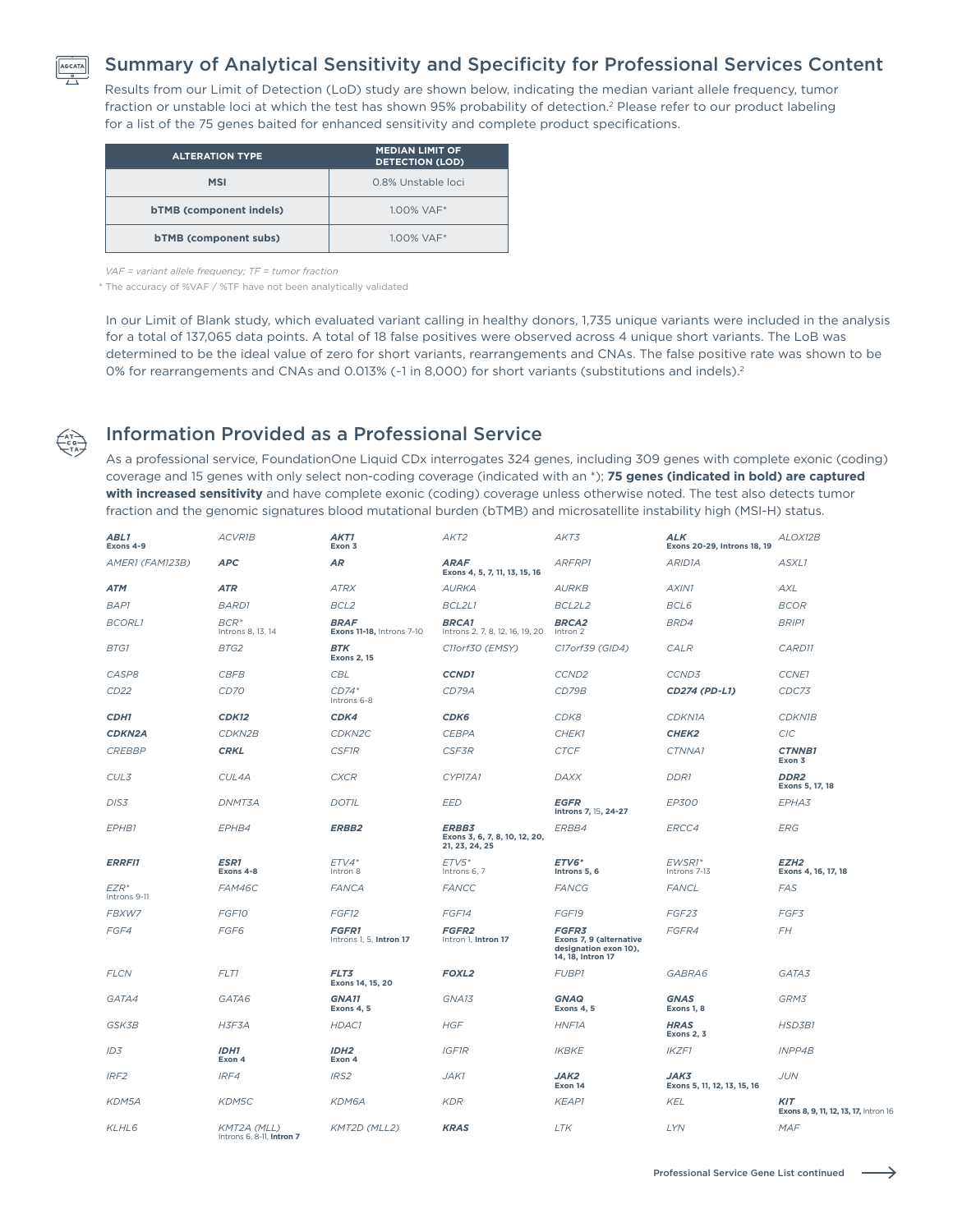## Summary of Analytical Sensitivity and Specificity for Professional Services Content

Results from our Limit of Detection (LoD) study are shown below, indicating the median variant allele frequency, tumor fraction or unstable loci at which the test has shown 95% probability of detection.[2] Please refer to our product labeling for a list of the 75 genes baited for enhanced sensitivity and complete product specifications.

| ALTERATION TYPE | MEDIAN LIMIT OF DETECTION (LOD) |
|---|---|
| **MSI** | 0.8% Unstable loci |
| **bTMB (component indels)** | 1.00% VAF* |
| **bTMB (component subs)** | 1.00% VAF* |

*VAF = variant allele frequency; TF = tumor fraction*

* The accuracy of %VAF / %TF have not been analytically validated

In our Limit of Blank study, which evaluated variant calling in healthy donors, 1,735 unique variants were included in the analysis for a total of 137,065 data points. A total of 18 false positives were observed across 4 unique short variants. The LoB was determined to be the ideal value of zero for short variants, rearrangements and CNAs. The false positive rate was shown to be 0% for rearrangements and CNAs and 0.013% (~1 in 8,000) for short variants (substitutions and indels).[2]

## Information Provided as a Professional Service

As a professional service, FoundationOne Liquid CDx interrogates 324 genes, including 309 genes with complete exonic (coding) coverage and 15 genes with only select non-coding coverage (indicated with an *); **75 genes (indicated in bold) are captured with increased sensitivity** and have complete exonic (coding) coverage unless otherwise noted. The test also detects tumor fraction and the genomic signatures blood mutational burden (bTMB) and microsatellite instability high (MSI-H) status.

| | | | | | | |
|---|---|---|---|---|---|---|
| ***ABL1*** **Exons 4-9** | *ACVR1B* | ***AKT1*** **Exon 3** | *AKT2* | *AKT3* | ***ALK*** **Exons 20-29, Introns 18, 19** | *ALOX12B* |
| *AMER1 (FAM123B)* | ***APC*** | ***AR*** | ***ARAF*** **Exons 4, 5, 7, 11, 13, 15, 16** | *ARFRP1* | *ARID1A* | *ASXL1* |
| ***ATM*** | ***ATR*** | *ATRX* | *AURKA* | *AURKB* | *AXIN1* | *AXL* |
| *BAP1* | *BARD1* | *BCL2* | *BCL2L1* | *BCL2L2* | *BCL6* | *BCOR* |
| *BCORL1* | *BCR** Introns 8, 13, 14 | ***BRAF*** **Exons 11-18,** Introns 7-10 | ***BRCA1*** Introns 2, 7, 8, 12, 16, 19, 20 | ***BRCA2*** Intron 2 | *BRD4* | *BRIP1* |
| *BTG1* | *BTG2* | ***BTK*** **Exons 2, 15** | *C11orf30 (EMSY)* | *C17orf39 (GID4)* | *CALR* | *CARD11* |
| *CASP8* | *CBFB* | *CBL* | ***CCND1*** | *CCND2* | *CCND3* | *CCNE1* |
| *CD22* | *CD70* | *CD74** Introns 6-8 | *CD79A* | *CD79B* | ***CD274 (PD-L1)*** | *CDC73* |
| ***CDH1*** | ***CDK12*** | ***CDK4*** | ***CDK6*** | *CDK8* | *CDKN1A* | *CDKN1B* |
| ***CDKN2A*** | *CDKN2B* | *CDKN2C* | *CEBPA* | *CHEK1* | ***CHEK2*** | *CIC* |
| *CREBBP* | ***CRKL*** | *CSF1R* | *CSF3R* | *CTCF* | *CTNNA1* | ***CTNNB1*** **Exon 3** |
| *CUL3* | *CUL4A* | *CXCR* | *CYP17A1* | *DAXX* | *DDR1* | ***DDR2*** **Exons 5, 17, 18** |
| *DIS3* | *DNMT3A* | *DOT1L* | *EED* | ***EGFR*** **Introns 7,** 15**, 24-27** | *EP300* | *EPHA3* |
| *EPHB1* | *EPHB4* | ***ERBB2*** | ***ERBB3*** **Exons 3, 6, 7, 8, 10, 12, 20, 21, 23, 24, 25** | *ERBB4* | *ERCC4* | *ERG* |
| ***ERRFI1*** | ***ESR1*** **Exons 4-8** | *ETV4** Intron 8 | *ETV5** Introns 6, 7 | ***ETV6**** **Introns 5, 6** | *EWSR1** Introns 7-13 | ***EZH2*** **Exons 4, 16, 17, 18** |
| *EZR** Introns 9-11 | *FAM46C* | *FANCA* | *FANCC* | *FANCG* | *FANCL* | *FAS* |
| *FBXW7* | *FGF10* | *FGF12* | *FGF14* | *FGF19* | *FGF23* | *FGF3* |
| *FGF4* | *FGF6* | ***FGFR1*** Introns 1, 5, **Intron 17** | ***FGFR2*** Intron 1, **Intron 17** | ***FGFR3*** **Exons 7, 9 (alternative designation exon 10), 14, 18, Intron 17** | *FGFR4* | *FH* |
| *FLCN* | *FLT1* | ***FLT3*** **Exons 14, 15, 20** | ***FOXL2*** | *FUBP1* | *GABRA6* | *GATA3* |
| *GATA4* | *GATA6* | ***GNA11*** **Exons 4, 5** | *GNA13* | ***GNAQ*** **Exons 4, 5** | ***GNAS*** **Exons 1, 8** | *GRM3* |
| *GSK3B* | *H3F3A* | *HDAC1* | *HGF* | *HNF1A* | ***HRAS*** **Exons 2, 3** | *HSD3B1* |
| *ID3* | ***IDH1*** **Exon 4** | ***IDH2*** **Exon 4** | *IGF1R* | *IKBKE* | *IKZF1* | *INPP4B* |
| *IRF2* | *IRF4* | *IRS2* | *JAK1* | ***JAK2*** **Exon 14** | ***JAK3*** **Exons 5, 11, 12, 13, 15, 16** | *JUN* |
| *KDM5A* | *KDM5C* | *KDM6A* | *KDR* | *KEAP1* | *KEL* | ***KIT*** **Exons 8, 9, 11, 12, 13, 17,** Intron 16 |
| *KLHL6* | *KMT2A (MLL)* Introns 6, 8-11, **Intron 7** | *KMT2D (MLL2)* | ***KRAS*** | *LTK* | *LYN* | *MAF* |

Professional Service Gene List continued →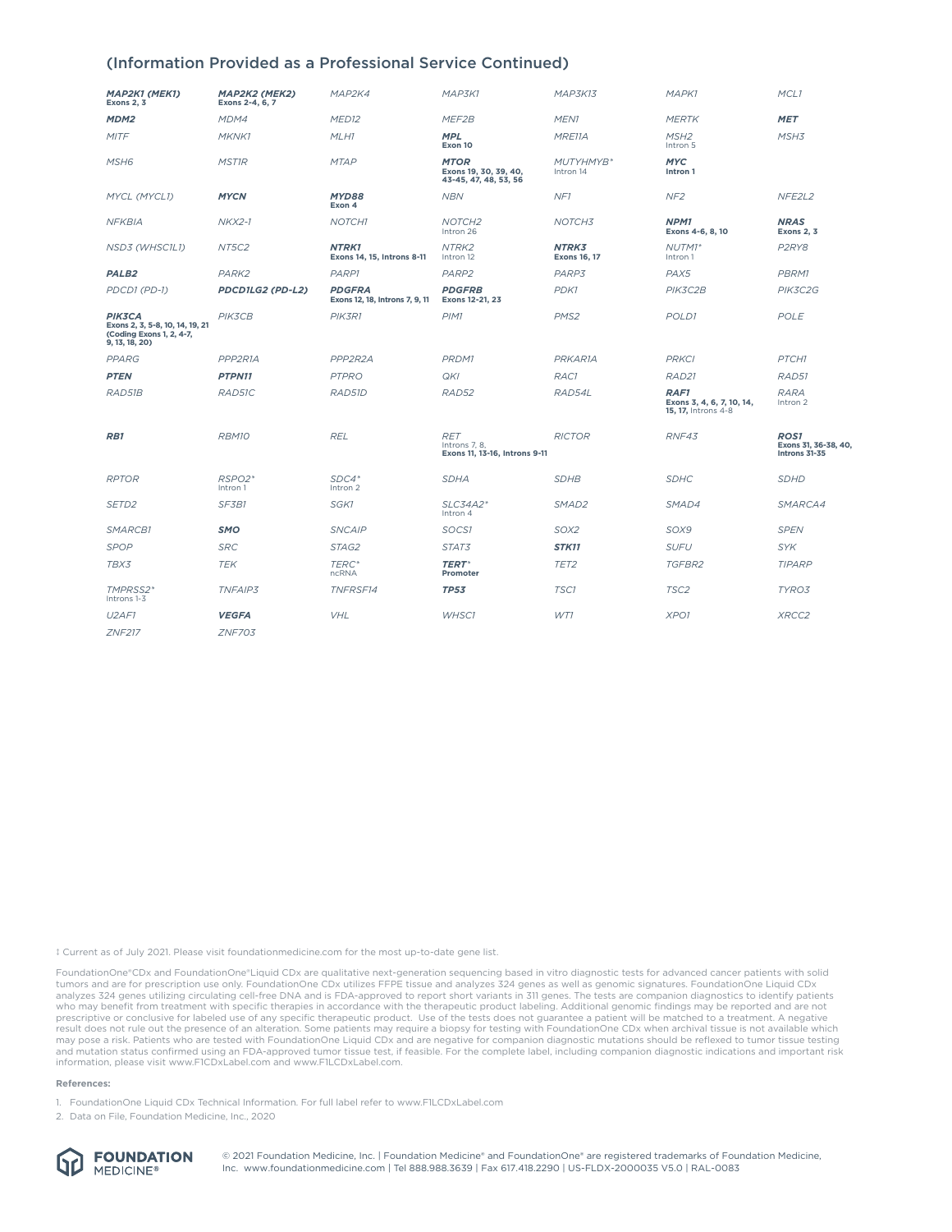## (Information Provided as a Professional Service Continued)

| | | | | | | |
|---|---|---|---|---|---|---|
| ***MAP2K1 (MEK1)*** **Exons 2, 3** | ***MAP2K2 (MEK2)*** **Exons 2-4, 6, 7** | *MAP2K4* | *MAP3K1* | *MAP3K13* | *MAPK1* | *MCL1* |
| ***MDM2*** | *MDM4* | *MED12* | *MEF2B* | *MEN1* | *MERTK* | ***MET*** |
| *MITF* | *MKNK1* | *MLH1* | ***MPL*** **Exon 10** | *MRE11A* | *MSH2* Intron 5 | *MSH3* |
| *MSH6* | *MST1R* | *MTAP* | ***MTOR*** **Exons 19, 30, 39, 40, 43-45, 47, 48, 53, 56** | *MUTYHMYB** Intron 14 | ***MYC*** **Intron 1** | |
| *MYCL (MYCL1)* | ***MYCN*** | ***MYD88*** **Exon 4** | *NBN* | *NF1* | *NF2* | *NFE2L2* |
| *NFKBIA* | *NKX2-1* | *NOTCH1* | *NOTCH2* Intron 26 | *NOTCH3* | ***NPM1*** **Exons 4-6, 8, 10** | ***NRAS*** **Exons 2, 3** |
| *NSD3 (WHSC1L1)* | *NT5C2* | ***NTRK1*** **Exons 14, 15, Introns 8-11** | *NTRK2* Intron 12 | ***NTRK3*** **Exons 16, 17** | *NUTM1** Intron 1 | *P2RY8* |
| ***PALB2*** | *PARK2* | *PARP1* | *PARP2* | *PARP3* | *PAX5* | *PBRM1* |
| *PDCD1 (PD-1)* | ***PDCD1LG2 (PD-L2)*** | ***PDGFRA*** **Exons 12, 18, Introns 7, 9, 11** | ***PDGFRB*** **Exons 12-21, 23** | *PDK1* | *PIK3C2B* | *PIK3C2G* |
| ***PIK3CA*** **Exons 2, 3, 5-8, 10, 14, 19, 21 (Coding Exons 1, 2, 4-7, 9, 13, 18, 20)** | *PIK3CB* | *PIK3R1* | *PIM1* | *PMS2* | *POLD1* | *POLE* |
| *PPARG* | *PPP2R1A* | *PPP2R2A* | *PRDM1* | *PRKAR1A* | *PRKCI* | *PTCH1* |
| ***PTEN*** | ***PTPN11*** | *PTPRO* | *QKI* | *RAC1* | *RAD21* | *RAD51* |
| *RAD51B* | *RAD51C* | *RAD51D* | *RAD52* | *RAD54L* | ***RAF1*** **Exons 3, 4, 6, 7, 10, 14, 15, 17,** Introns 4-8 | *RARA* Intron 2 |
| ***RB1*** | *RBM10* | *REL* | *RET* Introns 7, 8, **Exons 11, 13-16, Introns 9-11** | *RICTOR* | *RNF43* | ***ROS1*** **Exons 31, 36-38, 40, Introns 31-35** |
| *RPTOR* | *RSPO2** Intron 1 | *SDC4** Intron 2 | *SDHA* | *SDHB* | *SDHC* | *SDHD* |
| *SETD2* | *SF3B1* | *SGK1* | *SLC34A2** Intron 4 | *SMAD2* | *SMAD4* | *SMARCA4* |
| *SMARCB1* | ***SMO*** | *SNCAIP* | *SOCS1* | *SOX2* | *SOX9* | *SPEN* |
| *SPOP* | *SRC* | *STAG2* | *STAT3* | ***STK11*** | *SUFU* | *SYK* |
| *TBX3* | *TEK* | *TERC** ncRNA | ***TERT**** **Promoter** | *TET2* | *TGFBR2* | *TIPARP* |
| *TMPRSS2** Introns 1-3 | *TNFAIP3* | *TNFRSF14* | ***TP53*** | *TSC1* | *TSC2* | *TYRO3* |
| *U2AF1* | ***VEGFA*** | *VHL* | *WHSC1* | *WT1* | *XPO1* | *XRCC2* |
| *ZNF217* | *ZNF703* | | | | | |

‡ Current as of July 2021. Please visit foundationmedicine.com for the most up-to-date gene list.

FoundationOne®CDx and FoundationOne®Liquid CDx are qualitative next-generation sequencing based in vitro diagnostic tests for advanced cancer patients with solid tumors and are for prescription use only. FoundationOne CDx utilizes FFPE tissue and analyzes 324 genes as well as genomic signatures. FoundationOne Liquid CDx analyzes 324 genes utilizing circulating cell-free DNA and is FDA-approved to report short variants in 311 genes. The tests are companion diagnostics to identify patients who may benefit from treatment with specific therapies in accordance with the therapeutic product labeling. Additional genomic findings may be reported and are not prescriptive or conclusive for labeled use of any specific therapeutic product. Use of the tests does not guarantee a patient will be matched to a treatment. A negative result does not rule out the presence of an alteration. Some patients may require a biopsy for testing with FoundationOne CDx when archival tissue is not available which may pose a risk. Patients who are tested with FoundationOne Liquid CDx and are negative for companion diagnostic mutations should be reflexed to tumor tissue testing and mutation status confirmed using an FDA-approved tumor tissue test, if feasible. For the complete label, including companion diagnostic indications and important risk information, please visit www.F1CDxLabel.com and www.F1LCDxLabel.com.

**References:**

1. FoundationOne Liquid CDx Technical Information. For full label refer to www.F1LCDxLabel.com
2. Data on File, Foundation Medicine, Inc., 2020

FOUNDATION MEDICINE®

© 2021 Foundation Medicine, Inc. | Foundation Medicine® and FoundationOne® are registered trademarks of Foundation Medicine, Inc. www.foundationmedicine.com | Tel 888.988.3639 | Fax 617.418.2290 | US-FLDX-2000035 V5.0 | RAL-0083